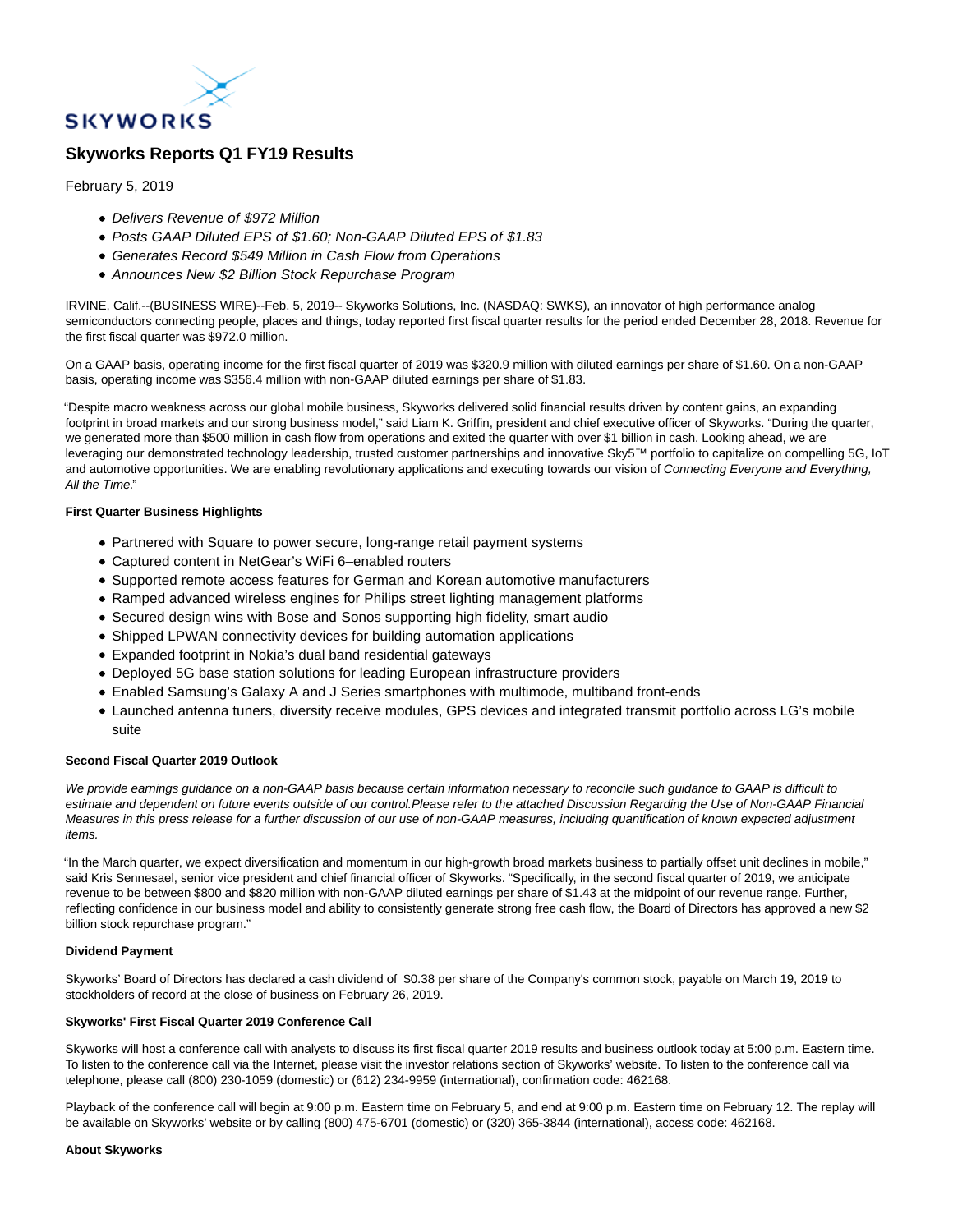SKYWORKS

# Skyworks Reports Q1 FY19 Results

February 5, 2019

- *Delivers Revenue of $972 Million*
- *Posts GAAP Diluted EPS of $1.60; Non-GAAP Diluted EPS of $1.83*
- *Generates Record $549 Million in Cash Flow from Operations*
- *Announces New $2 Billion Stock Repurchase Program*

IRVINE, Calif.--(BUSINESS WIRE)--Feb. 5, 2019-- Skyworks Solutions, Inc. (NASDAQ: SWKS), an innovator of high performance analog semiconductors connecting people, places and things, today reported first fiscal quarter results for the period ended December 28, 2018. Revenue for the first fiscal quarter was $972.0 million.

On a GAAP basis, operating income for the first fiscal quarter of 2019 was $320.9 million with diluted earnings per share of $1.60. On a non-GAAP basis, operating income was $356.4 million with non-GAAP diluted earnings per share of $1.83.

"Despite macro weakness across our global mobile business, Skyworks delivered solid financial results driven by content gains, an expanding footprint in broad markets and our strong business model," said Liam K. Griffin, president and chief executive officer of Skyworks. "During the quarter, we generated more than $500 million in cash flow from operations and exited the quarter with over $1 billion in cash. Looking ahead, we are leveraging our demonstrated technology leadership, trusted customer partnerships and innovative Sky5™ portfolio to capitalize on compelling 5G, IoT and automotive opportunities. We are enabling revolutionary applications and executing towards our vision of *Connecting Everyone and Everything, All the Time*."

**First Quarter Business Highlights**

- Partnered with Square to power secure, long-range retail payment systems
- Captured content in NetGear's WiFi 6–enabled routers
- Supported remote access features for German and Korean automotive manufacturers
- Ramped advanced wireless engines for Philips street lighting management platforms
- Secured design wins with Bose and Sonos supporting high fidelity, smart audio
- Shipped LPWAN connectivity devices for building automation applications
- Expanded footprint in Nokia's dual band residential gateways
- Deployed 5G base station solutions for leading European infrastructure providers
- Enabled Samsung's Galaxy A and J Series smartphones with multimode, multiband front-ends
- Launched antenna tuners, diversity receive modules, GPS devices and integrated transmit portfolio across LG's mobile suite

**Second Fiscal Quarter 2019 Outlook**

*We provide earnings guidance on a non-GAAP basis because certain information necessary to reconcile such guidance to GAAP is difficult to estimate and dependent on future events outside of our control.Please refer to the attached Discussion Regarding the Use of Non-GAAP Financial Measures in this press release for a further discussion of our use of non-GAAP measures, including quantification of known expected adjustment items.*

"In the March quarter, we expect diversification and momentum in our high-growth broad markets business to partially offset unit declines in mobile," said Kris Sennesael, senior vice president and chief financial officer of Skyworks. "Specifically, in the second fiscal quarter of 2019, we anticipate revenue to be between $800 and $820 million with non-GAAP diluted earnings per share of $1.43 at the midpoint of our revenue range. Further, reflecting confidence in our business model and ability to consistently generate strong free cash flow, the Board of Directors has approved a new $2 billion stock repurchase program."

**Dividend Payment**

Skyworks' Board of Directors has declared a cash dividend of $0.38 per share of the Company's common stock, payable on March 19, 2019 to stockholders of record at the close of business on February 26, 2019.

**Skyworks' First Fiscal Quarter 2019 Conference Call**

Skyworks will host a conference call with analysts to discuss its first fiscal quarter 2019 results and business outlook today at 5:00 p.m. Eastern time. To listen to the conference call via the Internet, please visit the investor relations section of Skyworks' website. To listen to the conference call via telephone, please call (800) 230-1059 (domestic) or (612) 234-9959 (international), confirmation code: 462168.

Playback of the conference call will begin at 9:00 p.m. Eastern time on February 5, and end at 9:00 p.m. Eastern time on February 12. The replay will be available on Skyworks' website or by calling (800) 475-6701 (domestic) or (320) 365-3844 (international), access code: 462168.

**About Skyworks**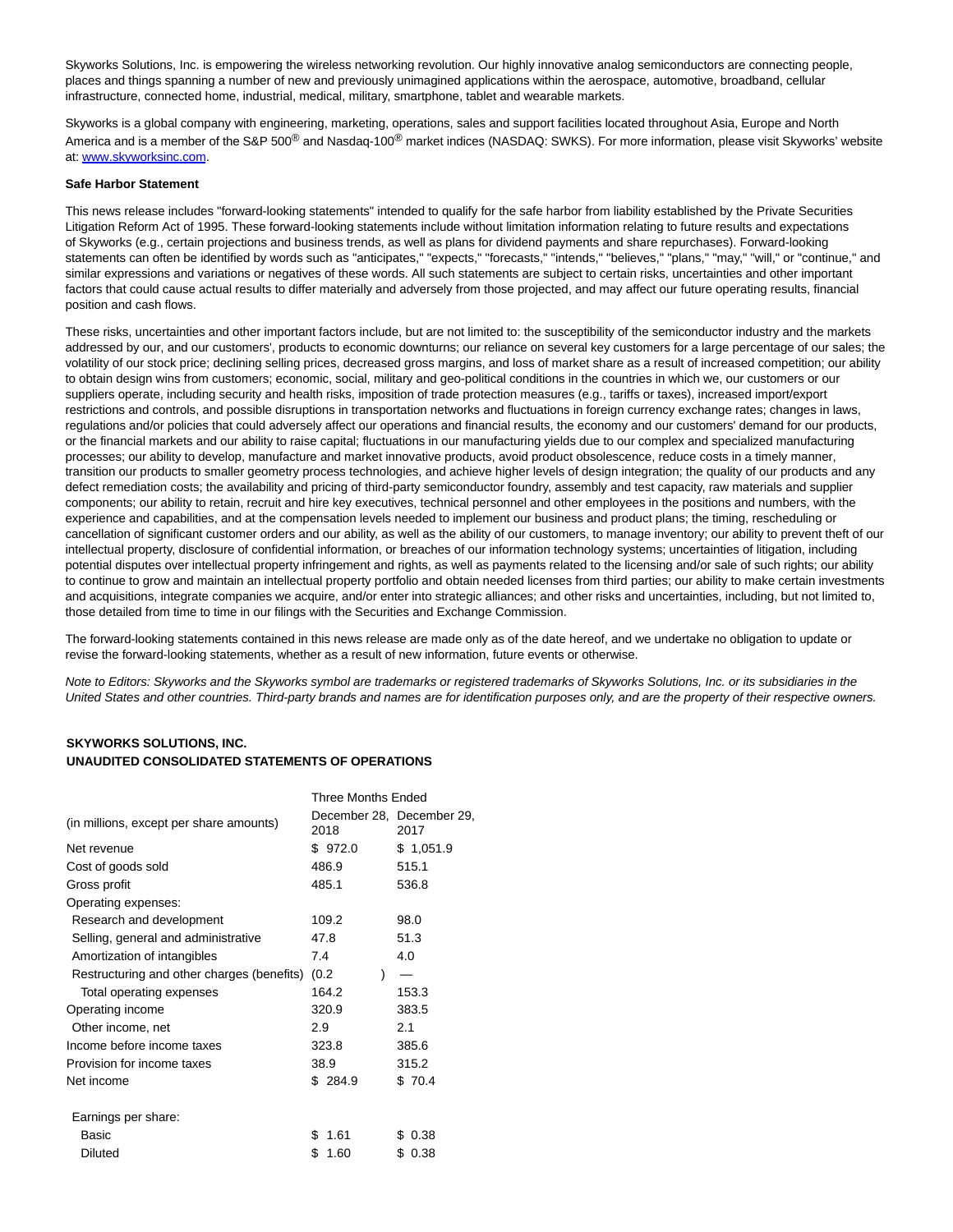Skyworks Solutions, Inc. is empowering the wireless networking revolution. Our highly innovative analog semiconductors are connecting people, places and things spanning a number of new and previously unimagined applications within the aerospace, automotive, broadband, cellular infrastructure, connected home, industrial, medical, military, smartphone, tablet and wearable markets.

Skyworks is a global company with engineering, marketing, operations, sales and support facilities located throughout Asia, Europe and North America and is a member of the S&P 500® and Nasdaq-100® market indices (NASDAQ: SWKS). For more information, please visit Skyworks' website at: www.skyworksinc.com.

**Safe Harbor Statement**

This news release includes "forward-looking statements" intended to qualify for the safe harbor from liability established by the Private Securities Litigation Reform Act of 1995. These forward-looking statements include without limitation information relating to future results and expectations of Skyworks (e.g., certain projections and business trends, as well as plans for dividend payments and share repurchases). Forward-looking statements can often be identified by words such as "anticipates," "expects," "forecasts," "intends," "believes," "plans," "may," "will," or "continue," and similar expressions and variations or negatives of these words. All such statements are subject to certain risks, uncertainties and other important factors that could cause actual results to differ materially and adversely from those projected, and may affect our future operating results, financial position and cash flows.

These risks, uncertainties and other important factors include, but are not limited to: the susceptibility of the semiconductor industry and the markets addressed by our, and our customers', products to economic downturns; our reliance on several key customers for a large percentage of our sales; the volatility of our stock price; declining selling prices, decreased gross margins, and loss of market share as a result of increased competition; our ability to obtain design wins from customers; economic, social, military and geo-political conditions in the countries in which we, our customers or our suppliers operate, including security and health risks, imposition of trade protection measures (e.g., tariffs or taxes), increased import/export restrictions and controls, and possible disruptions in transportation networks and fluctuations in foreign currency exchange rates; changes in laws, regulations and/or policies that could adversely affect our operations and financial results, the economy and our customers' demand for our products, or the financial markets and our ability to raise capital; fluctuations in our manufacturing yields due to our complex and specialized manufacturing processes; our ability to develop, manufacture and market innovative products, avoid product obsolescence, reduce costs in a timely manner, transition our products to smaller geometry process technologies, and achieve higher levels of design integration; the quality of our products and any defect remediation costs; the availability and pricing of third-party semiconductor foundry, assembly and test capacity, raw materials and supplier components; our ability to retain, recruit and hire key executives, technical personnel and other employees in the positions and numbers, with the experience and capabilities, and at the compensation levels needed to implement our business and product plans; the timing, rescheduling or cancellation of significant customer orders and our ability, as well as the ability of our customers, to manage inventory; our ability to prevent theft of our intellectual property, disclosure of confidential information, or breaches of our information technology systems; uncertainties of litigation, including potential disputes over intellectual property infringement and rights, as well as payments related to the licensing and/or sale of such rights; our ability to continue to grow and maintain an intellectual property portfolio and obtain needed licenses from third parties; our ability to make certain investments and acquisitions, integrate companies we acquire, and/or enter into strategic alliances; and other risks and uncertainties, including, but not limited to, those detailed from time to time in our filings with the Securities and Exchange Commission.

The forward-looking statements contained in this news release are made only as of the date hereof, and we undertake no obligation to update or revise the forward-looking statements, whether as a result of new information, future events or otherwise.

*Note to Editors: Skyworks and the Skyworks symbol are trademarks or registered trademarks of Skyworks Solutions, Inc. or its subsidiaries in the United States and other countries. Third-party brands and names are for identification purposes only, and are the property of their respective owners.*

**SKYWORKS SOLUTIONS, INC.**
**UNAUDITED CONSOLIDATED STATEMENTS OF OPERATIONS**

| | Three Months Ended | |
|---|---|---|
| (in millions, except per share amounts) | December 28, 2018 | December 29, 2017 |
| Net revenue | $ 972.0 | $ 1,051.9 |
| Cost of goods sold | 486.9 | 515.1 |
| Gross profit | 485.1 | 536.8 |
| Operating expenses: | | |
| Research and development | 109.2 | 98.0 |
| Selling, general and administrative | 47.8 | 51.3 |
| Amortization of intangibles | 7.4 | 4.0 |
| Restructuring and other charges (benefits) | (0.2) | — |
| Total operating expenses | 164.2 | 153.3 |
| Operating income | 320.9 | 383.5 |
| Other income, net | 2.9 | 2.1 |
| Income before income taxes | 323.8 | 385.6 |
| Provision for income taxes | 38.9 | 315.2 |
| Net income | $ 284.9 | $ 70.4 |
| | | |
| Earnings per share: | | |
| Basic | $ 1.61 | $ 0.38 |
| Diluted | $ 1.60 | $ 0.38 |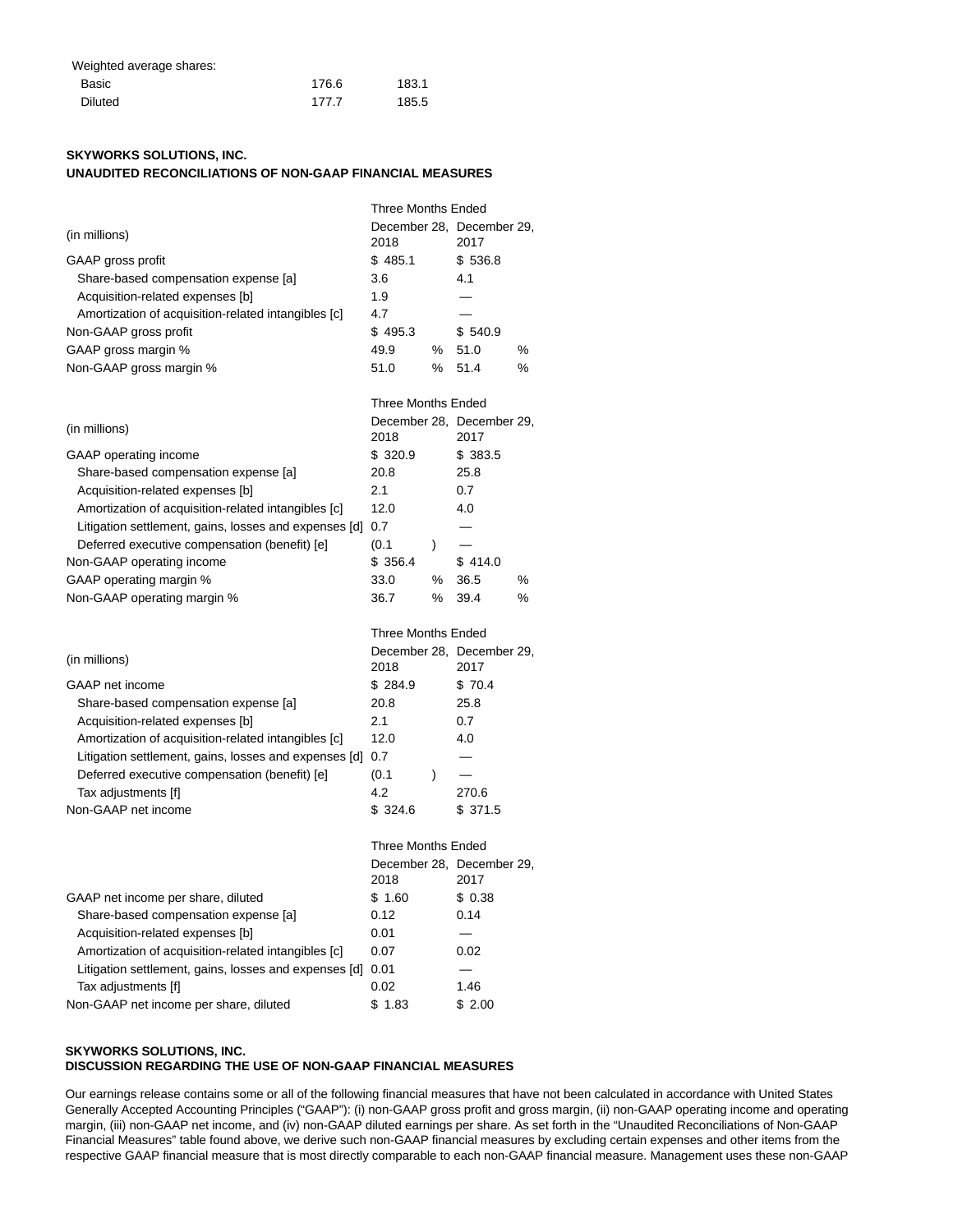| | | |
|---|---|---|
| Weighted average shares: | | |
| Basic | 176.6 | 183.1 |
| Diluted | 177.7 | 185.5 |

**SKYWORKS SOLUTIONS, INC.**
**UNAUDITED RECONCILIATIONS OF NON-GAAP FINANCIAL MEASURES**

| (in millions) | Three Months Ended December 28, 2018 | Three Months Ended December 29, 2017 |
|---|---|---|
| GAAP gross profit | $ 485.1 | $ 536.8 |
| Share-based compensation expense [a] | 3.6 | 4.1 |
| Acquisition-related expenses [b] | 1.9 | — |
| Amortization of acquisition-related intangibles [c] | 4.7 | — |
| Non-GAAP gross profit | $ 495.3 | $ 540.9 |
| GAAP gross margin % | 49.9 % | 51.0 % |
| Non-GAAP gross margin % | 51.0 % | 51.4 % |

| (in millions) | Three Months Ended December 28, 2018 | Three Months Ended December 29, 2017 |
|---|---|---|
| GAAP operating income | $ 320.9 | $ 383.5 |
| Share-based compensation expense [a] | 20.8 | 25.8 |
| Acquisition-related expenses [b] | 2.1 | 0.7 |
| Amortization of acquisition-related intangibles [c] | 12.0 | 4.0 |
| Litigation settlement, gains, losses and expenses [d] | 0.7 | — |
| Deferred executive compensation (benefit) [e] | (0.1 ) | — |
| Non-GAAP operating income | $ 356.4 | $ 414.0 |
| GAAP operating margin % | 33.0 % | 36.5 % |
| Non-GAAP operating margin % | 36.7 % | 39.4 % |

| (in millions) | Three Months Ended December 28, 2018 | Three Months Ended December 29, 2017 |
|---|---|---|
| GAAP net income | $ 284.9 | $ 70.4 |
| Share-based compensation expense [a] | 20.8 | 25.8 |
| Acquisition-related expenses [b] | 2.1 | 0.7 |
| Amortization of acquisition-related intangibles [c] | 12.0 | 4.0 |
| Litigation settlement, gains, losses and expenses [d] | 0.7 | — |
| Deferred executive compensation (benefit) [e] | (0.1 ) | — |
| Tax adjustments [f] | 4.2 | 270.6 |
| Non-GAAP net income | $ 324.6 | $ 371.5 |

| | Three Months Ended December 28, 2018 | Three Months Ended December 29, 2017 |
|---|---|---|
| GAAP net income per share, diluted | $ 1.60 | $ 0.38 |
| Share-based compensation expense [a] | 0.12 | 0.14 |
| Acquisition-related expenses [b] | 0.01 | — |
| Amortization of acquisition-related intangibles [c] | 0.07 | 0.02 |
| Litigation settlement, gains, losses and expenses [d] | 0.01 | — |
| Tax adjustments [f] | 0.02 | 1.46 |
| Non-GAAP net income per share, diluted | $ 1.83 | $ 2.00 |

**SKYWORKS SOLUTIONS, INC.**
**DISCUSSION REGARDING THE USE OF NON-GAAP FINANCIAL MEASURES**

Our earnings release contains some or all of the following financial measures that have not been calculated in accordance with United States Generally Accepted Accounting Principles ("GAAP"): (i) non-GAAP gross profit and gross margin, (ii) non-GAAP operating income and operating margin, (iii) non-GAAP net income, and (iv) non-GAAP diluted earnings per share. As set forth in the "Unaudited Reconciliations of Non-GAAP Financial Measures" table found above, we derive such non-GAAP financial measures by excluding certain expenses and other items from the respective GAAP financial measure that is most directly comparable to each non-GAAP financial measure. Management uses these non-GAAP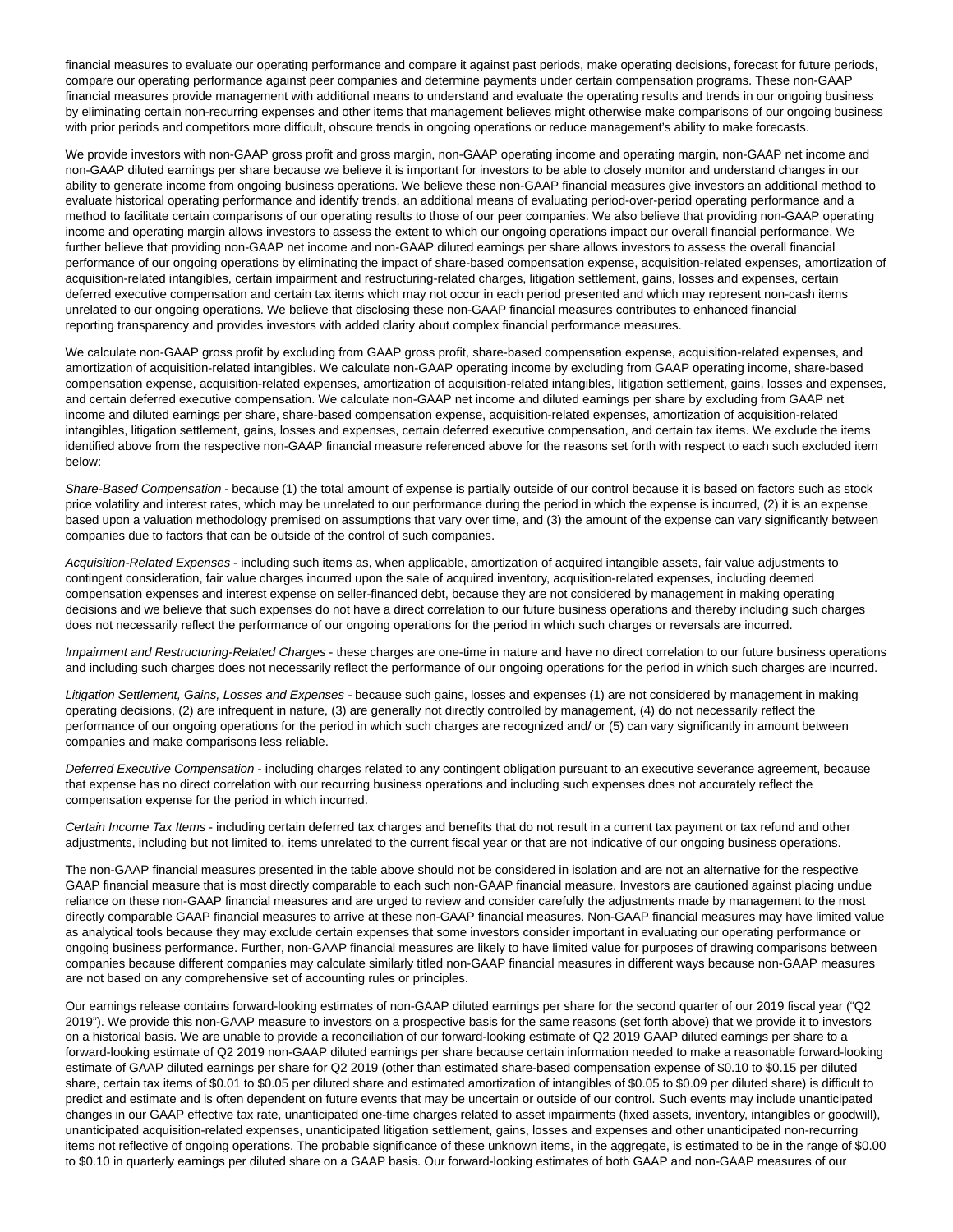financial measures to evaluate our operating performance and compare it against past periods, make operating decisions, forecast for future periods, compare our operating performance against peer companies and determine payments under certain compensation programs. These non-GAAP financial measures provide management with additional means to understand and evaluate the operating results and trends in our ongoing business by eliminating certain non-recurring expenses and other items that management believes might otherwise make comparisons of our ongoing business with prior periods and competitors more difficult, obscure trends in ongoing operations or reduce management's ability to make forecasts.

We provide investors with non-GAAP gross profit and gross margin, non-GAAP operating income and operating margin, non-GAAP net income and non-GAAP diluted earnings per share because we believe it is important for investors to be able to closely monitor and understand changes in our ability to generate income from ongoing business operations. We believe these non-GAAP financial measures give investors an additional method to evaluate historical operating performance and identify trends, an additional means of evaluating period-over-period operating performance and a method to facilitate certain comparisons of our operating results to those of our peer companies. We also believe that providing non-GAAP operating income and operating margin allows investors to assess the extent to which our ongoing operations impact our overall financial performance. We further believe that providing non-GAAP net income and non-GAAP diluted earnings per share allows investors to assess the overall financial performance of our ongoing operations by eliminating the impact of share-based compensation expense, acquisition-related expenses, amortization of acquisition-related intangibles, certain impairment and restructuring-related charges, litigation settlement, gains, losses and expenses, certain deferred executive compensation and certain tax items which may not occur in each period presented and which may represent non-cash items unrelated to our ongoing operations. We believe that disclosing these non-GAAP financial measures contributes to enhanced financial reporting transparency and provides investors with added clarity about complex financial performance measures.

We calculate non-GAAP gross profit by excluding from GAAP gross profit, share-based compensation expense, acquisition-related expenses, and amortization of acquisition-related intangibles. We calculate non-GAAP operating income by excluding from GAAP operating income, share-based compensation expense, acquisition-related expenses, amortization of acquisition-related intangibles, litigation settlement, gains, losses and expenses, and certain deferred executive compensation. We calculate non-GAAP net income and diluted earnings per share by excluding from GAAP net income and diluted earnings per share, share-based compensation expense, acquisition-related expenses, amortization of acquisition-related intangibles, litigation settlement, gains, losses and expenses, certain deferred executive compensation, and certain tax items. We exclude the items identified above from the respective non-GAAP financial measure referenced above for the reasons set forth with respect to each such excluded item below:

*Share-Based Compensation* - because (1) the total amount of expense is partially outside of our control because it is based on factors such as stock price volatility and interest rates, which may be unrelated to our performance during the period in which the expense is incurred, (2) it is an expense based upon a valuation methodology premised on assumptions that vary over time, and (3) the amount of the expense can vary significantly between companies due to factors that can be outside of the control of such companies.

*Acquisition-Related Expenses* - including such items as, when applicable, amortization of acquired intangible assets, fair value adjustments to contingent consideration, fair value charges incurred upon the sale of acquired inventory, acquisition-related expenses, including deemed compensation expenses and interest expense on seller-financed debt, because they are not considered by management in making operating decisions and we believe that such expenses do not have a direct correlation to our future business operations and thereby including such charges does not necessarily reflect the performance of our ongoing operations for the period in which such charges or reversals are incurred.

*Impairment and Restructuring-Related Charges* - these charges are one-time in nature and have no direct correlation to our future business operations and including such charges does not necessarily reflect the performance of our ongoing operations for the period in which such charges are incurred.

*Litigation Settlement, Gains, Losses and Expenses* - because such gains, losses and expenses (1) are not considered by management in making operating decisions, (2) are infrequent in nature, (3) are generally not directly controlled by management, (4) do not necessarily reflect the performance of our ongoing operations for the period in which such charges are recognized and/ or (5) can vary significantly in amount between companies and make comparisons less reliable.

*Deferred Executive Compensation* - including charges related to any contingent obligation pursuant to an executive severance agreement, because that expense has no direct correlation with our recurring business operations and including such expenses does not accurately reflect the compensation expense for the period in which incurred.

*Certain Income Tax Items* - including certain deferred tax charges and benefits that do not result in a current tax payment or tax refund and other adjustments, including but not limited to, items unrelated to the current fiscal year or that are not indicative of our ongoing business operations.

The non-GAAP financial measures presented in the table above should not be considered in isolation and are not an alternative for the respective GAAP financial measure that is most directly comparable to each such non-GAAP financial measure. Investors are cautioned against placing undue reliance on these non-GAAP financial measures and are urged to review and consider carefully the adjustments made by management to the most directly comparable GAAP financial measures to arrive at these non-GAAP financial measures. Non-GAAP financial measures may have limited value as analytical tools because they may exclude certain expenses that some investors consider important in evaluating our operating performance or ongoing business performance. Further, non-GAAP financial measures are likely to have limited value for purposes of drawing comparisons between companies because different companies may calculate similarly titled non-GAAP financial measures in different ways because non-GAAP measures are not based on any comprehensive set of accounting rules or principles.

Our earnings release contains forward-looking estimates of non-GAAP diluted earnings per share for the second quarter of our 2019 fiscal year ("Q2 2019"). We provide this non-GAAP measure to investors on a prospective basis for the same reasons (set forth above) that we provide it to investors on a historical basis. We are unable to provide a reconciliation of our forward-looking estimate of Q2 2019 GAAP diluted earnings per share to a forward-looking estimate of Q2 2019 non-GAAP diluted earnings per share because certain information needed to make a reasonable forward-looking estimate of GAAP diluted earnings per share for Q2 2019 (other than estimated share-based compensation expense of $0.10 to $0.15 per diluted share, certain tax items of $0.01 to $0.05 per diluted share and estimated amortization of intangibles of $0.05 to $0.09 per diluted share) is difficult to predict and estimate and is often dependent on future events that may be uncertain or outside of our control. Such events may include unanticipated changes in our GAAP effective tax rate, unanticipated one-time charges related to asset impairments (fixed assets, inventory, intangibles or goodwill), unanticipated acquisition-related expenses, unanticipated litigation settlement, gains, losses and expenses and other unanticipated non-recurring items not reflective of ongoing operations. The probable significance of these unknown items, in the aggregate, is estimated to be in the range of $0.00 to $0.10 in quarterly earnings per diluted share on a GAAP basis. Our forward-looking estimates of both GAAP and non-GAAP measures of our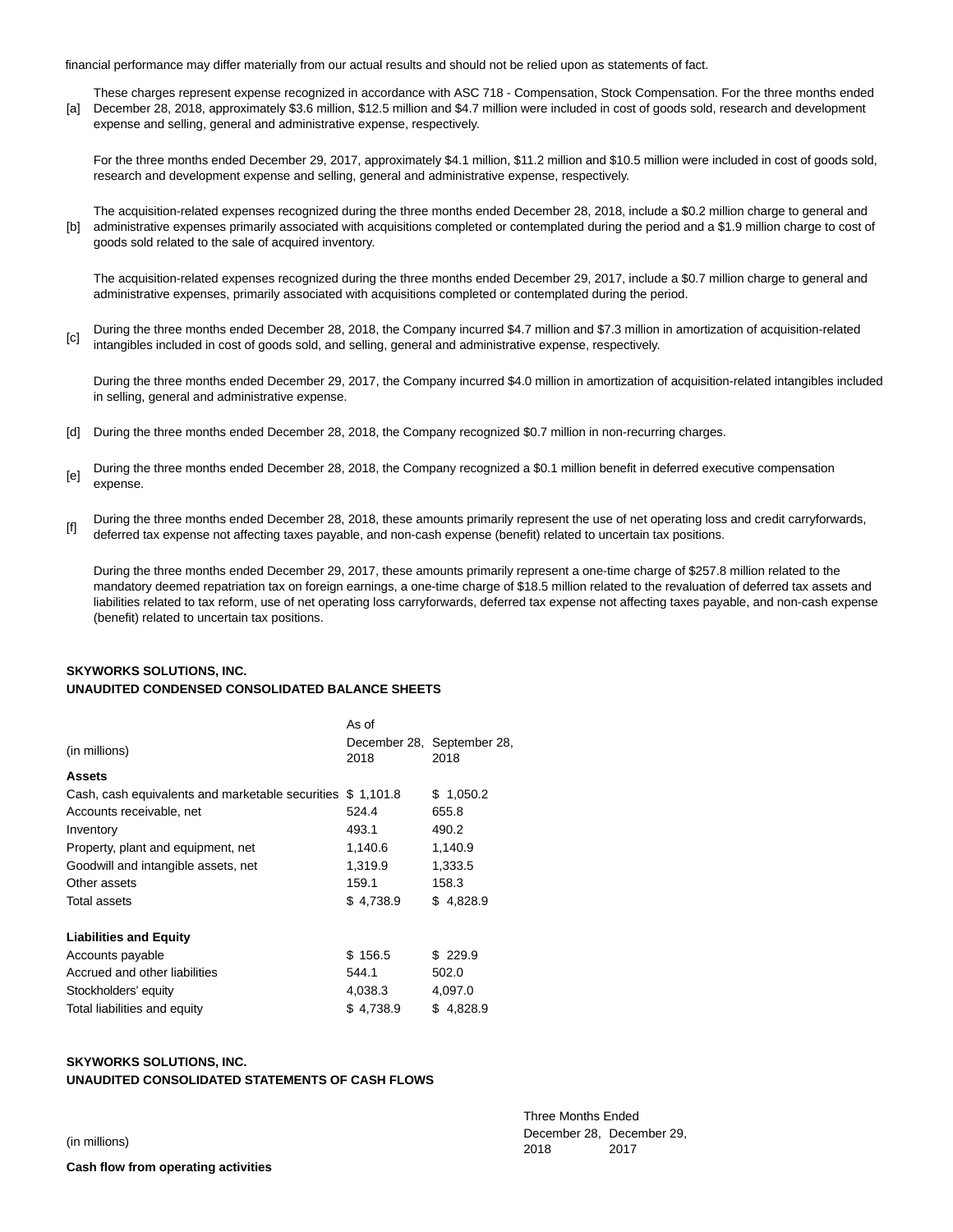financial performance may differ materially from our actual results and should not be relied upon as statements of fact.

[a] These charges represent expense recognized in accordance with ASC 718 - Compensation, Stock Compensation. For the three months ended December 28, 2018, approximately $3.6 million, $12.5 million and $4.7 million were included in cost of goods sold, research and development expense and selling, general and administrative expense, respectively.

For the three months ended December 29, 2017, approximately $4.1 million, $11.2 million and $10.5 million were included in cost of goods sold, research and development expense and selling, general and administrative expense, respectively.

[b] The acquisition-related expenses recognized during the three months ended December 28, 2018, include a $0.2 million charge to general and administrative expenses primarily associated with acquisitions completed or contemplated during the period and a $1.9 million charge to cost of goods sold related to the sale of acquired inventory.

The acquisition-related expenses recognized during the three months ended December 29, 2017, include a $0.7 million charge to general and administrative expenses, primarily associated with acquisitions completed or contemplated during the period.

[c] During the three months ended December 28, 2018, the Company incurred $4.7 million and $7.3 million in amortization of acquisition-related intangibles included in cost of goods sold, and selling, general and administrative expense, respectively.

During the three months ended December 29, 2017, the Company incurred $4.0 million in amortization of acquisition-related intangibles included in selling, general and administrative expense.

[d] During the three months ended December 28, 2018, the Company recognized $0.7 million in non-recurring charges.

[e] During the three months ended December 28, 2018, the Company recognized a $0.1 million benefit in deferred executive compensation expense.

[f] During the three months ended December 28, 2018, these amounts primarily represent the use of net operating loss and credit carryforwards, deferred tax expense not affecting taxes payable, and non-cash expense (benefit) related to uncertain tax positions.

During the three months ended December 29, 2017, these amounts primarily represent a one-time charge of $257.8 million related to the mandatory deemed repatriation tax on foreign earnings, a one-time charge of $18.5 million related to the revaluation of deferred tax assets and liabilities related to tax reform, use of net operating loss carryforwards, deferred tax expense not affecting taxes payable, and non-cash expense (benefit) related to uncertain tax positions.

**SKYWORKS SOLUTIONS, INC.**
**UNAUDITED CONDENSED CONSOLIDATED BALANCE SHEETS**

| (in millions) | As of December 28, 2018 | September 28, 2018 |
|---|---|---|
| **Assets** | | |
| Cash, cash equivalents and marketable securities | $ 1,101.8 | $ 1,050.2 |
| Accounts receivable, net | 524.4 | 655.8 |
| Inventory | 493.1 | 490.2 |
| Property, plant and equipment, net | 1,140.6 | 1,140.9 |
| Goodwill and intangible assets, net | 1,319.9 | 1,333.5 |
| Other assets | 159.1 | 158.3 |
| Total assets | $ 4,738.9 | $ 4,828.9 |
| | | |
| **Liabilities and Equity** | | |
| Accounts payable | $ 156.5 | $ 229.9 |
| Accrued and other liabilities | 544.1 | 502.0 |
| Stockholders' equity | 4,038.3 | 4,097.0 |
| Total liabilities and equity | $ 4,738.9 | $ 4,828.9 |

**SKYWORKS SOLUTIONS, INC.**
**UNAUDITED CONSOLIDATED STATEMENTS OF CASH FLOWS**

| (in millions) | Three Months Ended December 28, 2018 | December 29, 2017 |
|---|---|---|
| **Cash flow from operating activities** | | |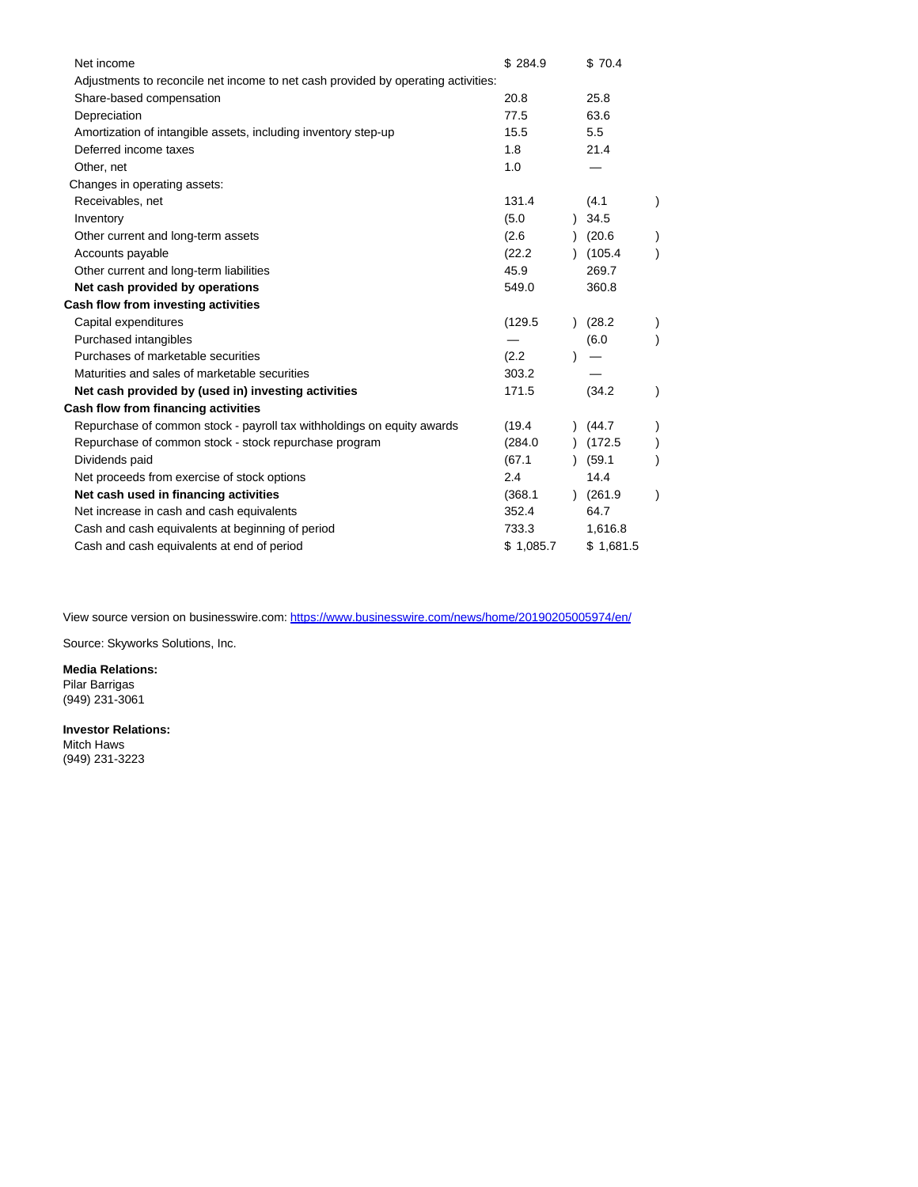| | | |
|---|---|---|
| Net income | $ 284.9 | $ 70.4 |
| Adjustments to reconcile net income to net cash provided by operating activities: | | |
| Share-based compensation | 20.8 | 25.8 |
| Depreciation | 77.5 | 63.6 |
| Amortization of intangible assets, including inventory step-up | 15.5 | 5.5 |
| Deferred income taxes | 1.8 | 21.4 |
| Other, net | 1.0 | — |
| Changes in operating assets: | | |
| Receivables, net | 131.4 | (4.1) |
| Inventory | (5.0) | 34.5 |
| Other current and long-term assets | (2.6) | (20.6) |
| Accounts payable | (22.2) | (105.4) |
| Other current and long-term liabilities | 45.9 | 269.7 |
| **Net cash provided by operations** | 549.0 | 360.8 |
| **Cash flow from investing activities** | | |
| Capital expenditures | (129.5) | (28.2) |
| Purchased intangibles | — | (6.0) |
| Purchases of marketable securities | (2.2) | — |
| Maturities and sales of marketable securities | 303.2 | — |
| **Net cash provided by (used in) investing activities** | 171.5 | (34.2) |
| **Cash flow from financing activities** | | |
| Repurchase of common stock - payroll tax withholdings on equity awards | (19.4) | (44.7) |
| Repurchase of common stock - stock repurchase program | (284.0) | (172.5) |
| Dividends paid | (67.1) | (59.1) |
| Net proceeds from exercise of stock options | 2.4 | 14.4 |
| **Net cash used in financing activities** | (368.1) | (261.9) |
| Net increase in cash and cash equivalents | 352.4 | 64.7 |
| Cash and cash equivalents at beginning of period | 733.3 | 1,616.8 |
| Cash and cash equivalents at end of period | $ 1,085.7 | $ 1,681.5 |

View source version on businesswire.com: https://www.businesswire.com/news/home/20190205005974/en/

Source: Skyworks Solutions, Inc.

**Media Relations:**
Pilar Barrigas
(949) 231-3061

**Investor Relations:**
Mitch Haws
(949) 231-3223